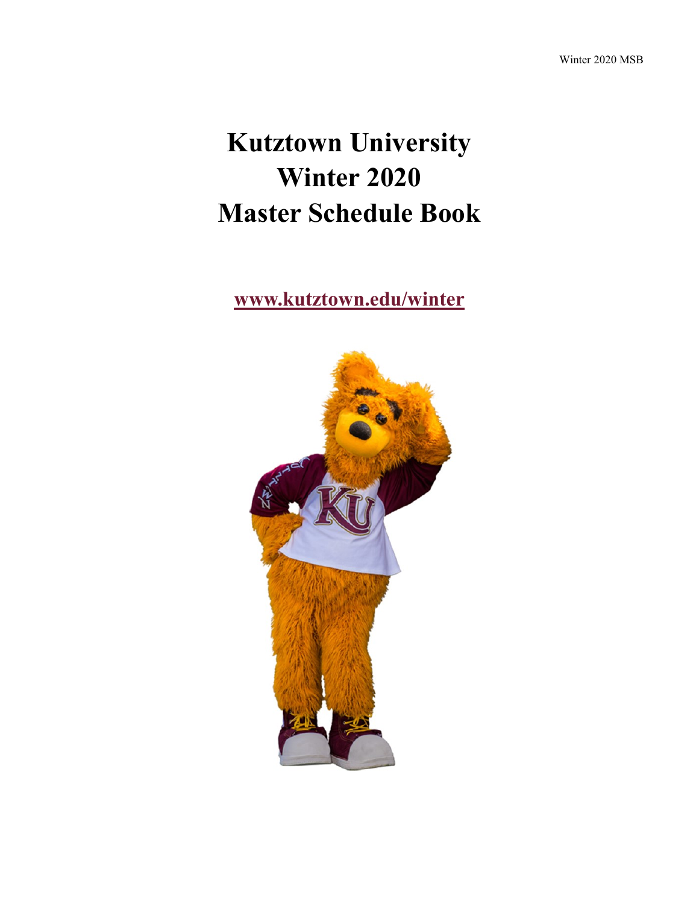# Kutztown University
# Winter 2020
# Master Schedule Book

**www.kutztown.edu/winter**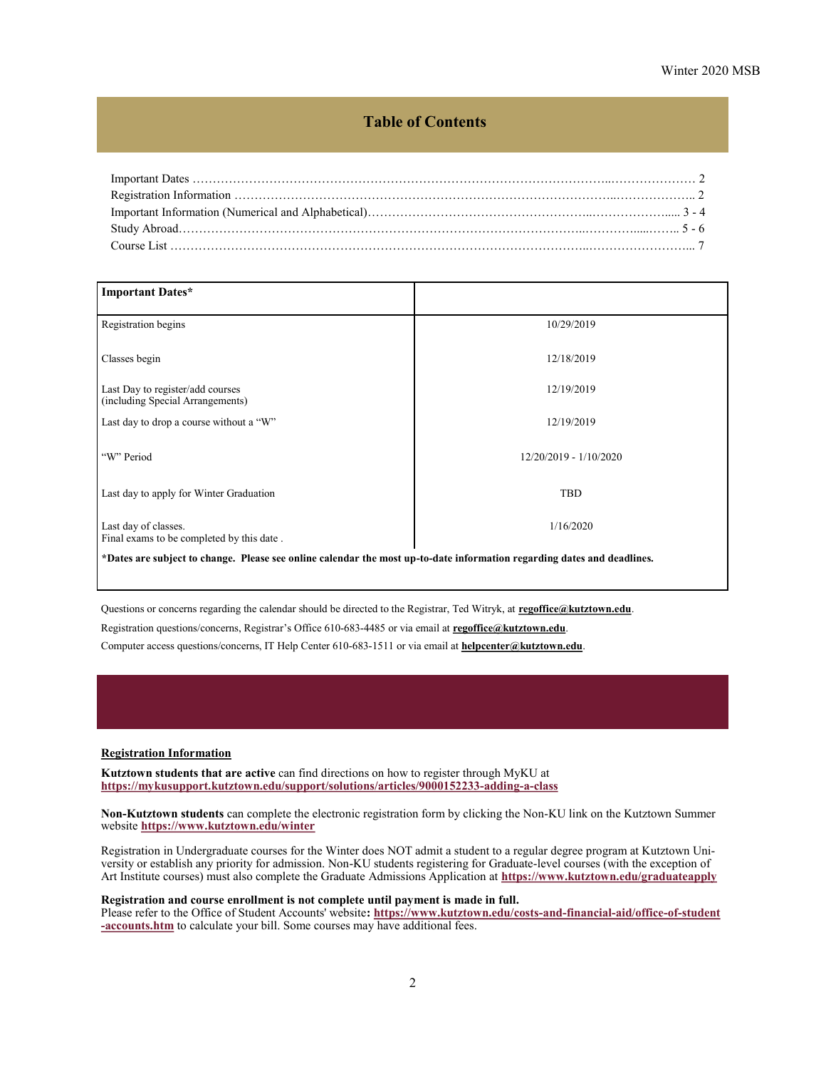## Table of Contents

Important Dates …………………………………………………………………………………………………… 2
Registration Information ……………………………………………………………………………………….. 2
Important Information (Numerical and Alphabetical)……………………………………………………….... 3 - 4
Study Abroad……………………………………………………………………………………………….. 5 - 6
Course List …………………………………………………………………………………………………... 7

| **Important Dates*** | |
|---|---|
| Registration begins | 10/29/2019 |
| Classes begin | 12/18/2019 |
| Last Day to register/add courses (including Special Arrangements) | 12/19/2019 |
| Last day to drop a course without a "W" | 12/19/2019 |
| "W" Period | 12/20/2019 - 1/10/2020 |
| Last day to apply for Winter Graduation | TBD |
| Last day of classes. Final exams to be completed by this date . | 1/16/2020 |

***Dates are subject to change. Please see online calendar the most up-to-date information regarding dates and deadlines.**

Questions or concerns regarding the calendar should be directed to the Registrar, Ted Witryk, at **regoffice@kutztown.edu**.

Registration questions/concerns, Registrar's Office 610-683-4485 or via email at **regoffice@kutztown.edu**.

Computer access questions/concerns, IT Help Center 610-683-1511 or via email at **helpcenter@kutztown.edu**.

### Registration Information

**Kutztown students that are active** can find directions on how to register through MyKU at **https://mykusupport.kutztown.edu/support/solutions/articles/9000152233-adding-a-class**

**Non-Kutztown students** can complete the electronic registration form by clicking the Non-KU link on the Kutztown Summer website **https://www.kutztown.edu/winter**

Registration in Undergraduate courses for the Winter does NOT admit a student to a regular degree program at Kutztown University or establish any priority for admission. Non-KU students registering for Graduate-level courses (with the exception of Art Institute courses) must also complete the Graduate Admissions Application at **https://www.kutztown.edu/graduateapply**

**Registration and course enrollment is not complete until payment is made in full.**
Please refer to the Office of Student Accounts' website**: https://www.kutztown.edu/costs-and-financial-aid/office-of-student-accounts.htm** to calculate your bill. Some courses may have additional fees.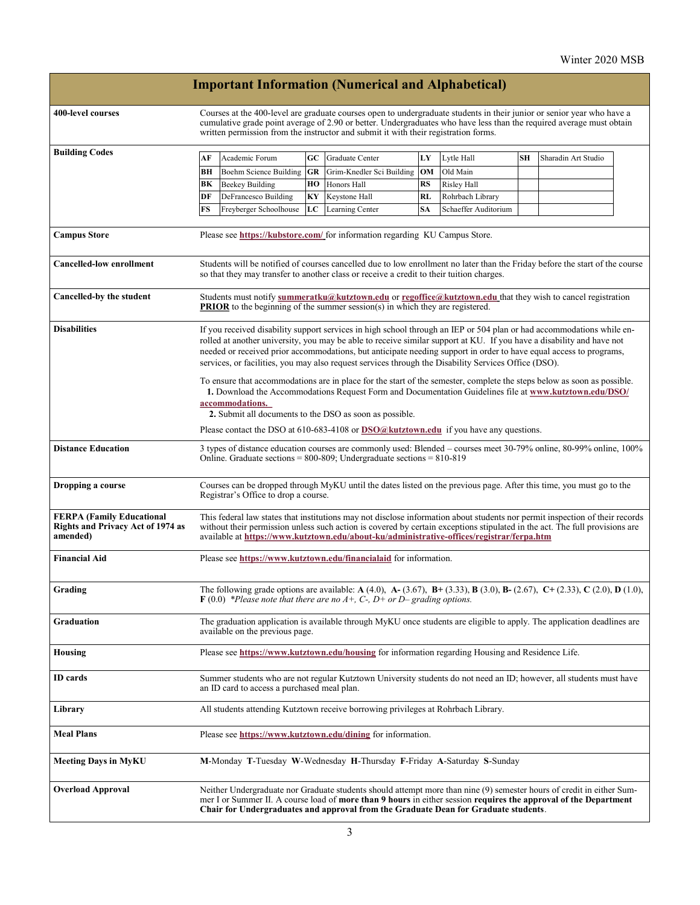# Important Information (Numerical and Alphabetical)

**400-level courses**

Courses at the 400-level are graduate courses open to undergraduate students in their junior or senior year who have a cumulative grade point average of 2.90 or better. Undergraduates who have less than the required average must obtain written permission from the instructor and submit it with their registration forms.

**Building Codes**

| | | | | | | | |
|---|---|---|---|---|---|---|---|
| **AF** | Academic Forum | **GC** | Graduate Center | **LY** | Lytle Hall | **SH** | Sharadin Art Studio |
| **BH** | Boehm Science Building | **GR** | Grim-Knedler Sci Building | **OM** | Old Main | | |
| **BK** | Beekey Building | **HO** | Honors Hall | **RS** | Risley Hall | | |
| **DF** | DeFrancesco Building | **KY** | Keystone Hall | **RL** | Rohrbach Library | | |
| **FS** | Freyberger Schoolhouse | **LC** | Learning Center | **SA** | Schaeffer Auditorium | | |

**Campus Store**

Please see **https://kubstore.com/** for information regarding KU Campus Store.

**Cancelled-low enrollment**

Students will be notified of courses cancelled due to low enrollment no later than the Friday before the start of the course so that they may transfer to another class or receive a credit to their tuition charges.

**Cancelled-by the student**

Students must notify **summeratku@kutztown.edu** or **regoffice@kutztown.edu** that they wish to cancel registration **PRIOR** to the beginning of the summer session(s) in which they are registered.

**Disabilities**

If you received disability support services in high school through an IEP or 504 plan or had accommodations while enrolled at another university, you may be able to receive similar support at KU. If you have a disability and have not needed or received prior accommodations, but anticipate needing support in order to have equal access to programs, services, or facilities, you may also request services through the Disability Services Office (DSO).

To ensure that accommodations are in place for the start of the semester, complete the steps below as soon as possible.

1. Download the Accommodations Request Form and Documentation Guidelines file at **www.kutztown.edu/DSO/accommodations.**
2. Submit all documents to the DSO as soon as possible.

Please contact the DSO at 610-683-4108 or **DSO@kutztown.edu** if you have any questions.

**Distance Education**

3 types of distance education courses are commonly used: Blended – courses meet 30-79% online, 80-99% online, 100% Online. Graduate sections = 800-809; Undergraduate sections = 810-819

**Dropping a course**

Courses can be dropped through MyKU until the dates listed on the previous page. After this time, you must go to the Registrar's Office to drop a course.

**FERPA (Family Educational Rights and Privacy Act of 1974 as amended)**

This federal law states that institutions may not disclose information about students nor permit inspection of their records without their permission unless such action is covered by certain exceptions stipulated in the act. The full provisions are available at **https://www.kutztown.edu/about-ku/administrative-offices/registrar/ferpa.htm**

**Financial Aid**

Please see **https://www.kutztown.edu/financialaid** for information.

**Grading**

The following grade options are available: **A** (4.0), **A-** (3.67), **B+** (3.33), **B** (3.0), **B-** (2.67), **C+** (2.33), **C** (2.0), **D** (1.0), **F** (0.0) *\*Please note that there are no A+, C-, D+ or D– grading options.*

**Graduation**

The graduation application is available through MyKU once students are eligible to apply. The application deadlines are available on the previous page.

**Housing**

Please see **https://www.kutztown.edu/housing** for information regarding Housing and Residence Life.

**ID cards**

Summer students who are not regular Kutztown University students do not need an ID; however, all students must have an ID card to access a purchased meal plan.

**Library**

All students attending Kutztown receive borrowing privileges at Rohrbach Library.

**Meal Plans**

Please see **https://www.kutztown.edu/dining** for information.

**Meeting Days in MyKU**

**M**-Monday **T**-Tuesday **W**-Wednesday **H**-Thursday **F**-Friday **A**-Saturday **S**-Sunday

**Overload Approval**

Neither Undergraduate nor Graduate students should attempt more than nine (9) semester hours of credit in either Summer I or Summer II. A course load of **more than 9 hours** in either session **requires the approval of the Department Chair for Undergraduates and approval from the Graduate Dean for Graduate students**.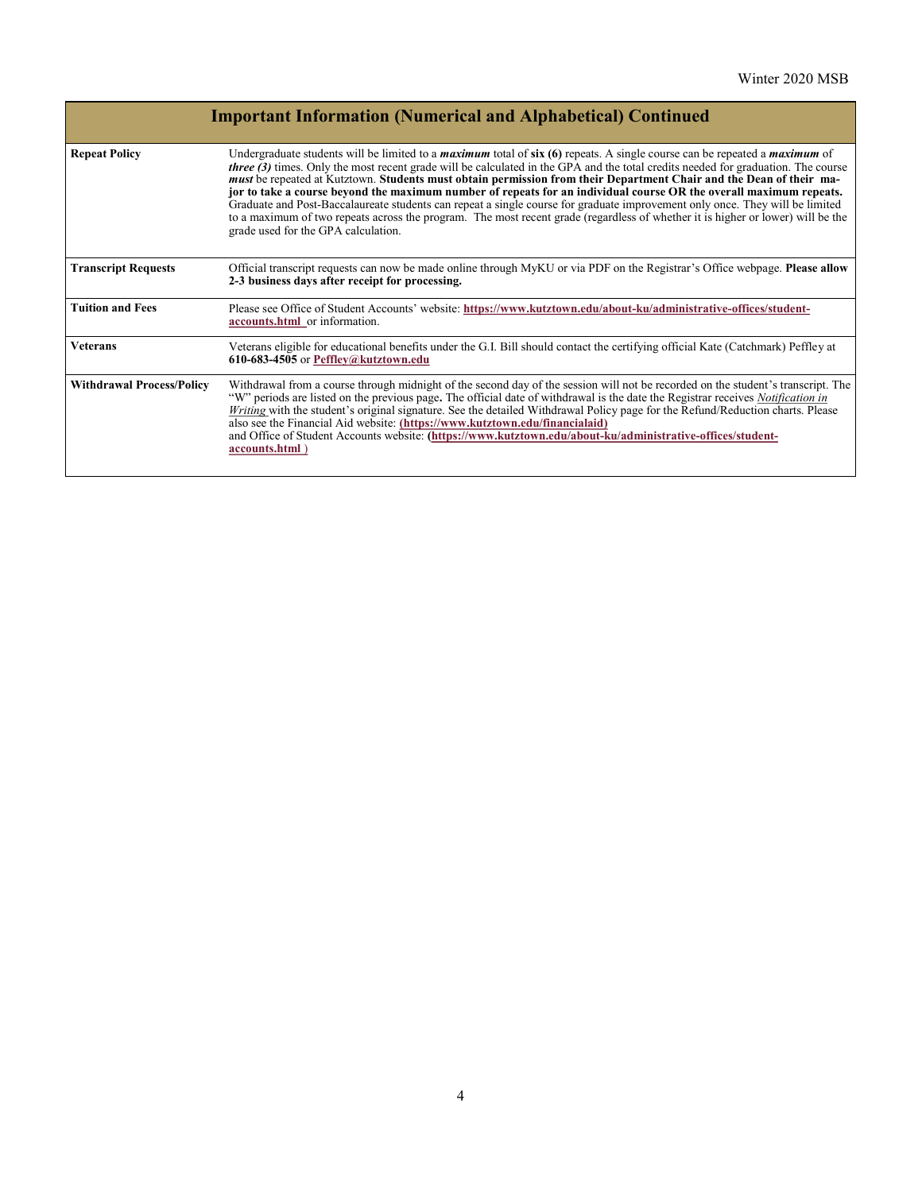## Important Information (Numerical and Alphabetical) Continued

| | |
|---|---|
| **Repeat Policy** | Undergraduate students will be limited to a ***maximum*** total of **six (6)** repeats. A single course can be repeated a ***maximum*** of ***three (3)*** times. Only the most recent grade will be calculated in the GPA and the total credits needed for graduation. The course ***must*** be repeated at Kutztown. **Students must obtain permission from their Department Chair and the Dean of their major to take a course beyond the maximum number of repeats for an individual course OR the overall maximum repeats.** Graduate and Post-Baccalaureate students can repeat a single course for graduate improvement only once. They will be limited to a maximum of two repeats across the program. The most recent grade (regardless of whether it is higher or lower) will be the grade used for the GPA calculation. |
| **Transcript Requests** | Official transcript requests can now be made online through MyKU or via PDF on the Registrar's Office webpage. **Please allow 2-3 business days after receipt for processing.** |
| **Tuition and Fees** | Please see Office of Student Accounts' website: **https://www.kutztown.edu/about-ku/administrative-offices/student-accounts.html** or information. |
| **Veterans** | Veterans eligible for educational benefits under the G.I. Bill should contact the certifying official Kate (Catchmark) Peffley at **610-683-4505** or **Peffley@kutztown.edu** |
| **Withdrawal Process/Policy** | Withdrawal from a course through midnight of the second day of the session will not be recorded on the student's transcript. The "W" periods are listed on the previous page**.** The official date of withdrawal is the date the Registrar receives *Notification in Writing* with the student's original signature. See the detailed Withdrawal Policy page for the Refund/Reduction charts. Please also see the Financial Aid website: **(https://www.kutztown.edu/financialaid)** and Office of Student Accounts website: **(https://www.kutztown.edu/about-ku/administrative-offices/student-accounts.html )** |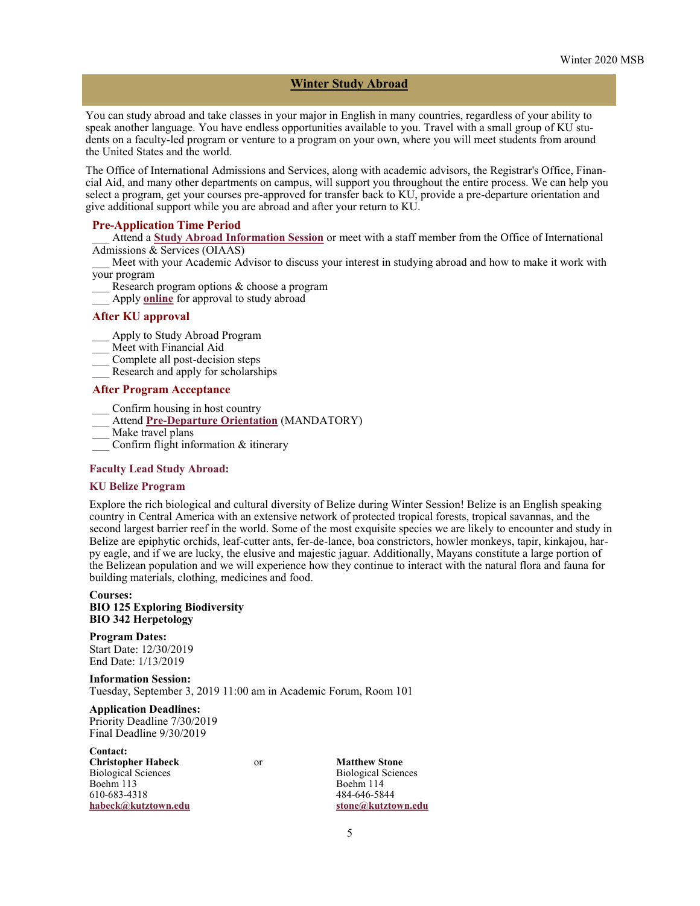## Winter Study Abroad

You can study abroad and take classes in your major in English in many countries, regardless of your ability to speak another language. You have endless opportunities available to you. Travel with a small group of KU students on a faculty-led program or venture to a program on your own, where you will meet students from around the United States and the world.

The Office of International Admissions and Services, along with academic advisors, the Registrar's Office, Financial Aid, and many other departments on campus, will support you throughout the entire process. We can help you select a program, get your courses pre-approved for transfer back to KU, provide a pre-departure orientation and give additional support while you are abroad and after your return to KU.

### Pre-Application Time Period

___ Attend a **Study Abroad Information Session** or meet with a staff member from the Office of International Admissions & Services (OIAAS)
___ Meet with your Academic Advisor to discuss your interest in studying abroad and how to make it work with your program
___ Research program options & choose a program
___ Apply **online** for approval to study abroad

### After KU approval

___ Apply to Study Abroad Program
___ Meet with Financial Aid
___ Complete all post-decision steps
___ Research and apply for scholarships

### After Program Acceptance

___ Confirm housing in host country
___ Attend **Pre-Departure Orientation** (MANDATORY)
___ Make travel plans
___ Confirm flight information & itinerary

#### Faculty Lead Study Abroad:

#### KU Belize Program

Explore the rich biological and cultural diversity of Belize during Winter Session! Belize is an English speaking country in Central America with an extensive network of protected tropical forests, tropical savannas, and the second largest barrier reef in the world. Some of the most exquisite species we are likely to encounter and study in Belize are epiphytic orchids, leaf-cutter ants, fer-de-lance, boa constrictors, howler monkeys, tapir, kinkajou, harpy eagle, and if we are lucky, the elusive and majestic jaguar. Additionally, Mayans constitute a large portion of the Belizean population and we will experience how they continue to interact with the natural flora and fauna for building materials, clothing, medicines and food.

**Courses:**
**BIO 125 Exploring Biodiversity**
**BIO 342 Herpetology**

**Program Dates:**
Start Date: 12/30/2019
End Date: 1/13/2019

**Information Session:**
Tuesday, September 3, 2019 11:00 am in Academic Forum, Room 101

**Application Deadlines:**
Priority Deadline 7/30/2019
Final Deadline 9/30/2019

**Contact:**

**Christopher Habeck**
Biological Sciences
Boehm 113
610-683-4318
**habeck@kutztown.edu**

or

**Matthew Stone**
Biological Sciences
Boehm 114
484-646-5844
**stone@kutztown.edu**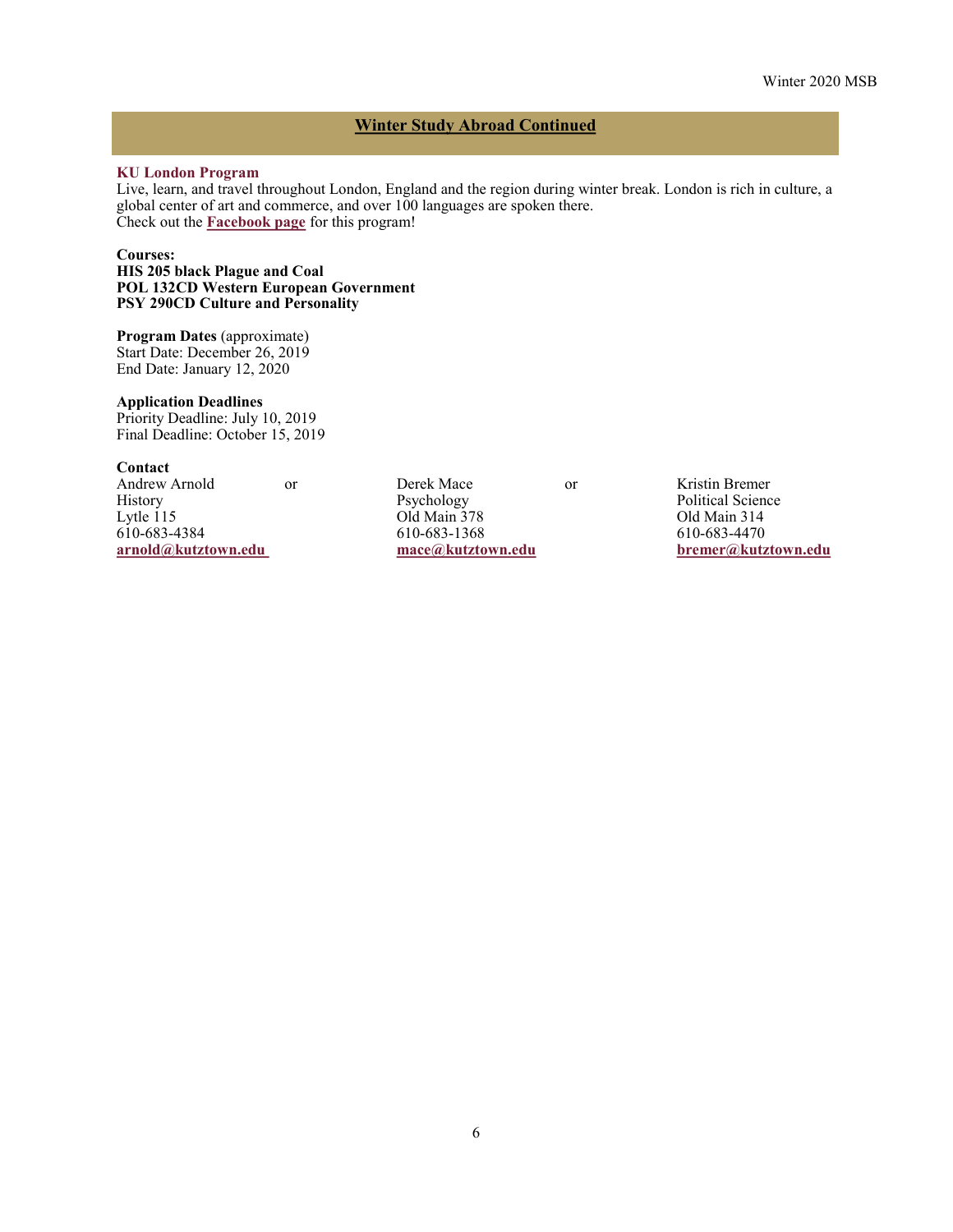## Winter Study Abroad Continued

### KU London Program

Live, learn, and travel throughout London, England and the region during winter break. London is rich in culture, a global center of art and commerce, and over 100 languages are spoken there.
Check out the **Facebook page** for this program!

**Courses:**
**HIS 205 black Plague and Coal**
**POL 132CD Western European Government**
**PSY 290CD Culture and Personality**

**Program Dates** (approximate)
Start Date: December 26, 2019
End Date: January 12, 2020

**Application Deadlines**
Priority Deadline: July 10, 2019
Final Deadline: October 15, 2019

**Contact**

| | | | | |
|---|---|---|---|---|
| Andrew Arnold | or | Derek Mace | or | Kristin Bremer |
| History | | Psychology | | Political Science |
| Lytle 115 | | Old Main 378 | | Old Main 314 |
| 610-683-4384 | | 610-683-1368 | | 610-683-4470 |
| **arnold@kutztown.edu** | | **mace@kutztown.edu** | | **bremer@kutztown.edu** |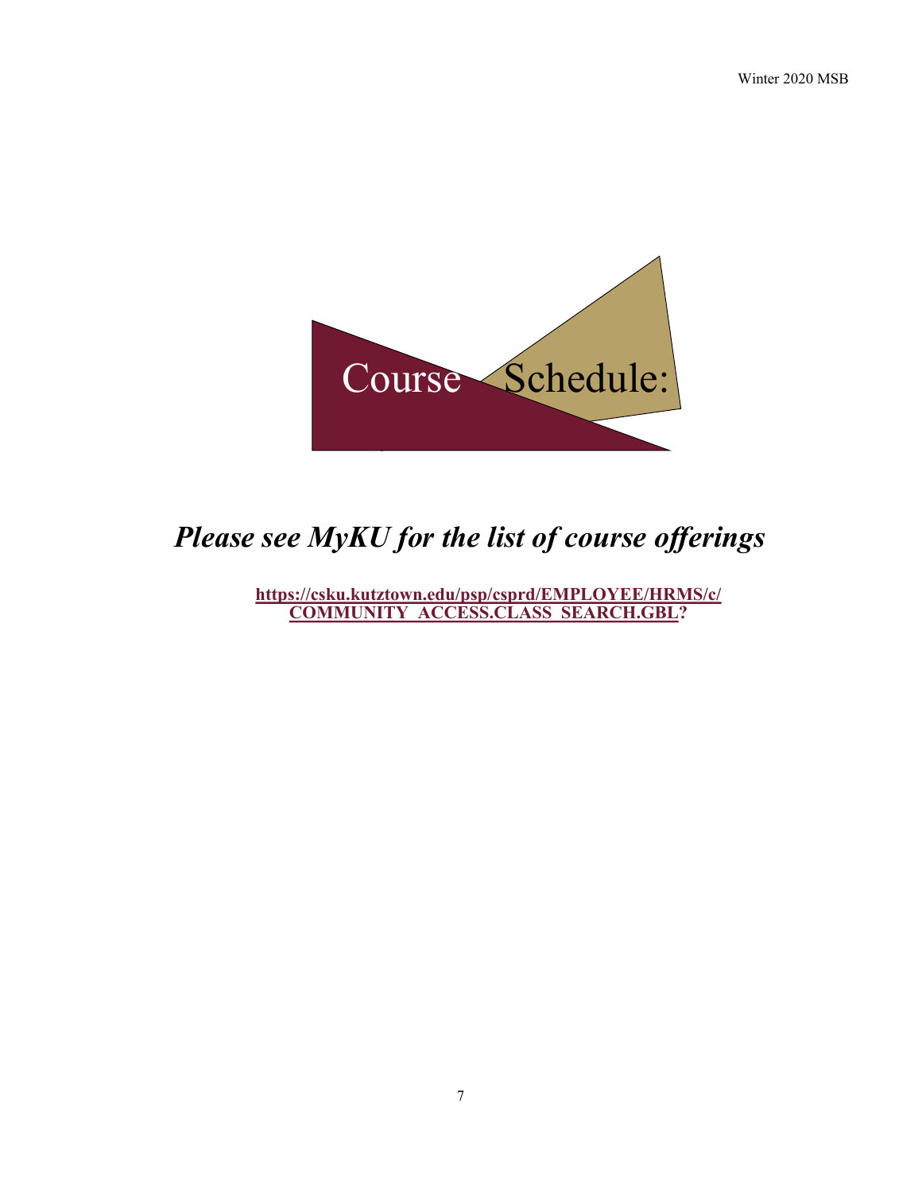# Course Schedule:

***Please see MyKU for the list of course offerings***

**https://csku.kutztown.edu/psp/csprd/EMPLOYEE/HRMS/c/COMMUNITY_ACCESS.CLASS_SEARCH.GBL?**